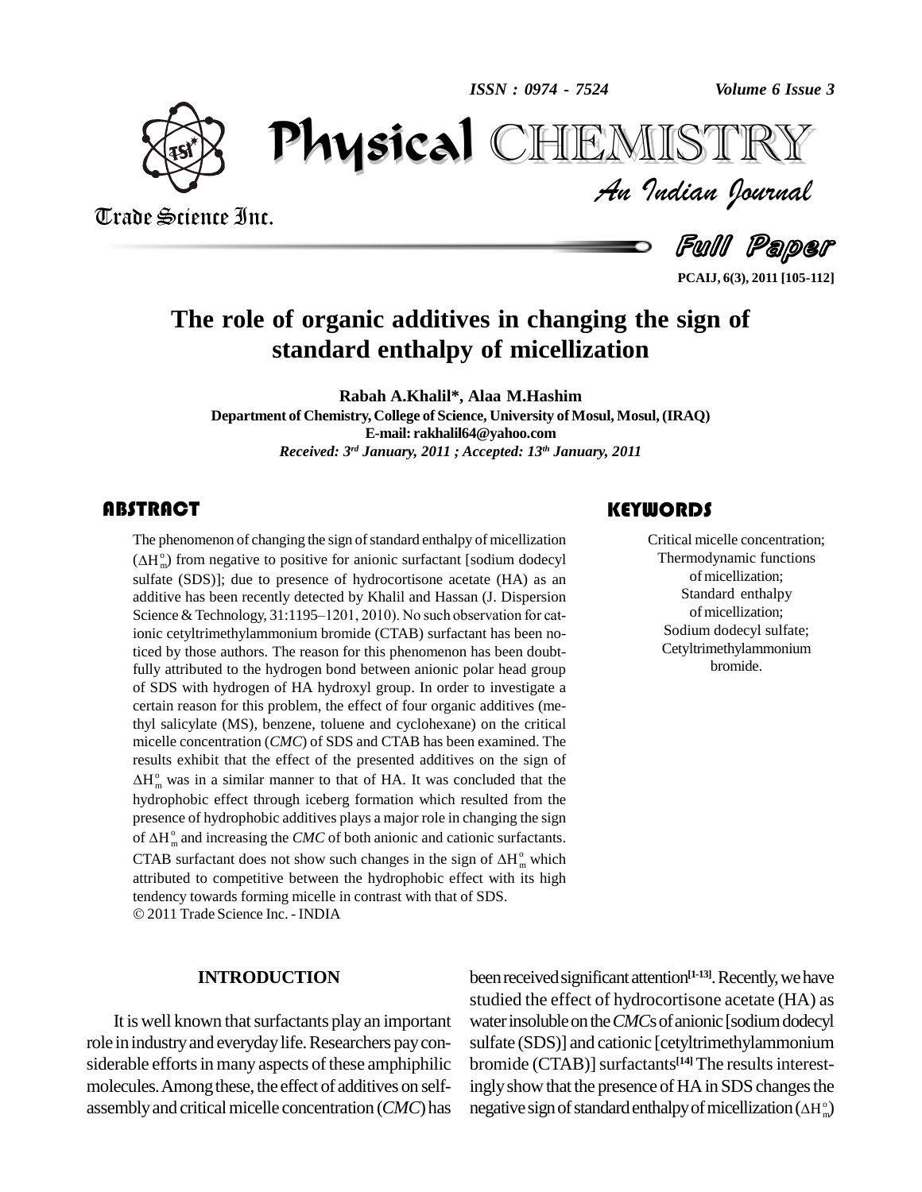# The role of organic additives in changing the sign of standard enthalpy of micellization

**Rabah A.Khalil\*, Alaa M.Hashim**

**Department of Chemistry, College of Science, University of Mosul, Mosul, (IRAQ)**

**E-mail: rakhalil64@yahoo.com**

*Received: 3rd January, 2011 ; Accepted: 13th January, 2011*

## ABSTRACT

The phenomenon of changing the sign of standard enthalpy of micellization ($\Delta H^o_m$) from negative to positive for anionic surfactant [sodium dodecyl sulfate (SDS)]; due to presence of hydrocortisone acetate (HA) as an additive has been recently detected by Khalil and Hassan (J. Dispersion Science & Technology, 31:1195–1201, 2010). No such observation for cationic cetyltrimethylammonium bromide (CTAB) surfactant has been noticed by those authors. The reason for this phenomenon has been doubtfully attributed to the hydrogen bond between anionic polar head group of SDS with hydrogen of HA hydroxyl group. In order to investigate a certain reason for this problem, the effect of four organic additives (methyl salicylate (MS), benzene, toluene and cyclohexane) on the critical micelle concentration (*CMC*) of SDS and CTAB has been examined. The results exhibit that the effect of the presented additives on the sign of $\Delta H^o_m$ was in a similar manner to that of HA. It was concluded that the hydrophobic effect through iceberg formation which resulted from the presence of hydrophobic additives plays a major role in changing the sign of $\Delta H^o_m$ and increasing the *CMC* of both anionic and cationic surfactants. CTAB surfactant does not show such changes in the sign of $\Delta H^o_m$ which attributed to competitive between the hydrophobic effect with its high tendency towards forming micelle in contrast with that of SDS.

© 2011 Trade Science Inc. - INDIA

## KEYWORDS

Critical micelle concentration;
Thermodynamic functions of micellization;
Standard enthalpy of micellization;
Sodium dodecyl sulfate;
Cetyltrimethylammonium bromide.

## INTRODUCTION

It is well known that surfactants play an important role in industry and everyday life. Researchers pay considerable efforts in many aspects of these amphiphilic molecules. Among these, the effect of additives on self-assembly and critical micelle concentration (*CMC*) has been received significant attention[1-13]. Recently, we have studied the effect of hydrocortisone acetate (HA) as water insoluble on the *CMC*s of anionic [sodium dodecyl sulfate (SDS)] and cationic [cetyltrimethylammonium bromide (CTAB)] surfactants[14] The results interestingly show that the presence of HA in SDS changes the negative sign of standard enthalpy of micellization ($\Delta H^o_m$)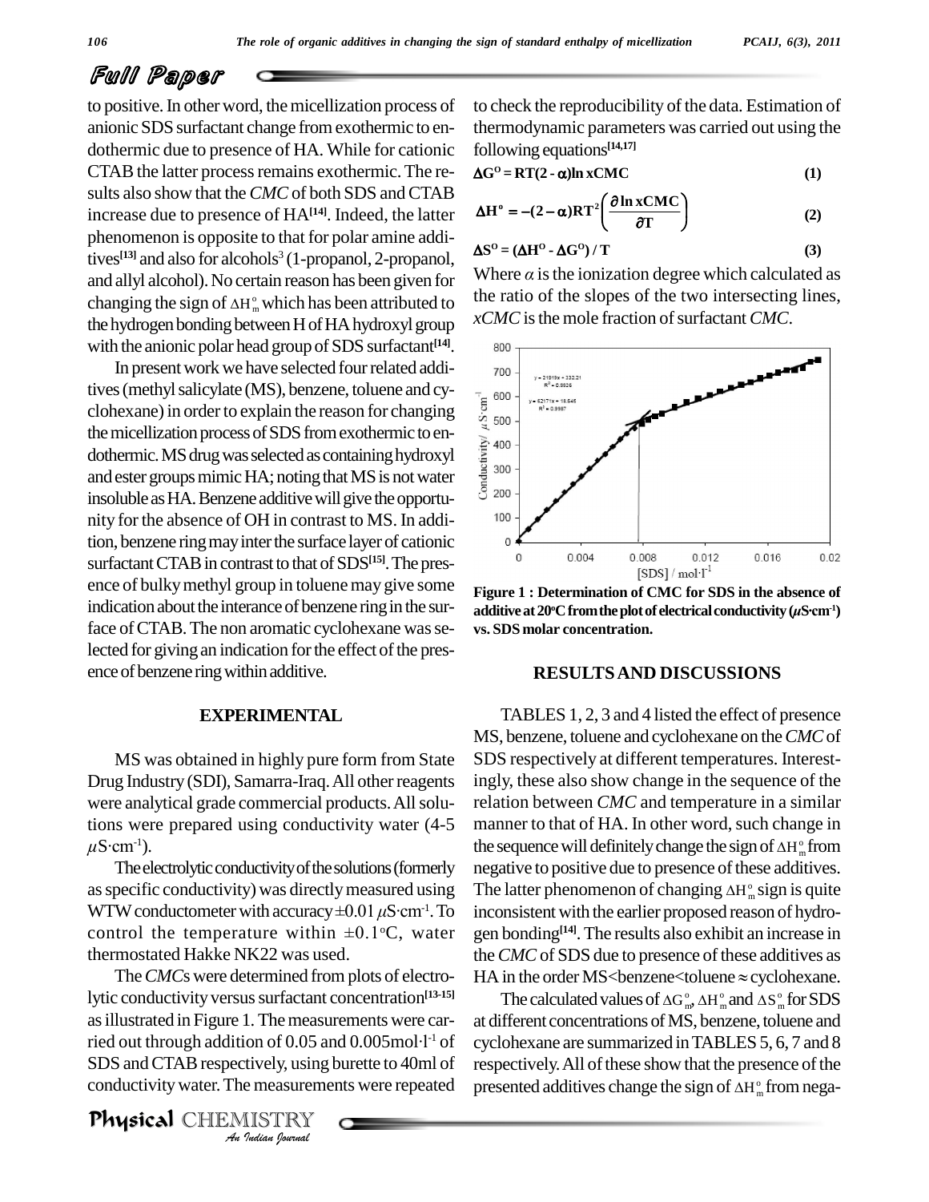to positive. In other word, the micellization process of anionic SDS surfactant change from exothermic to endothermic due to presence of HA. While for cationic CTAB the latter process remains exothermic. The results also show that the *CMC* of both SDS and CTAB increase due to presence of HA[14]. Indeed, the latter phenomenon is opposite to that for polar amine additives[13] and also for alcohols[3] (1-propanol, 2-propanol, and allyl alcohol). No certain reason has been given for changing the sign of $\Delta H^o_m$ which has been attributed to the hydrogen bonding between H of HA hydroxyl group with the anionic polar head group of SDS surfactant[14].

In present work we have selected four related additives (methyl salicylate (MS), benzene, toluene and cyclohexane) in order to explain the reason for changing the micellization process of SDS from exothermic to endothermic. MS drug was selected as containing hydroxyl and ester groups mimic HA; noting that MS is not water insoluble as HA. Benzene additive will give the opportunity for the absence of OH in contrast to MS. In addition, benzene ring may inter the surface layer of cationic surfactant CTAB in contrast to that of SDS[15]. The presence of bulky methyl group in toluene may give some indication about the interance of benzene ring in the surface of CTAB. The non aromatic cyclohexane was selected for giving an indication for the effect of the presence of benzene ring within additive.

## EXPERIMENTAL

MS was obtained in highly pure form from State Drug Industry (SDI), Samarra-Iraq. All other reagents were analytical grade commercial products. All solutions were prepared using conductivity water (4-5 $\mu S \cdot cm^{-1}$).

The electrolytic conductivity of the solutions (formerly as specific conductivity) was directly measured using WTW conductometer with accuracy $\pm 0.01\ \mu S \cdot cm^{-1}$. To control the temperature within $\pm 0.1^oC$, water thermostated Hakke NK22 was used.

The *CMC*s were determined from plots of electrolytic conductivity versus surfactant concentration[13-15] as illustrated in Figure 1. The measurements were carried out through addition of 0.05 and 0.005mol·l$^{-1}$ of SDS and CTAB respectively, using burette to 40ml of conductivity water. The measurements were repeated to check the reproducibility of the data. Estimation of thermodynamic parameters was carried out using the following equations[14,17]

$$\Delta G^O = RT(2 - \alpha)\ln xCMC \tag{1}$$

$$\Delta H^o = -(2-\alpha)RT^2\left(\frac{\partial \ln xCMC}{\partial T}\right) \tag{2}$$

$$\Delta S^O = (\Delta H^O - \Delta G^O) / T \tag{3}$$

Where $\alpha$ is the ionization degree which calculated as the ratio of the slopes of the two intersecting lines, *xCMC* is the mole fraction of surfactant *CMC*.

y = 21919x + 332.21
R² = 0.9926
y = 62177x + 18.545
R² = 0.9987
Conductivity/ μS·cm⁻¹
[SDS] / mol·l⁻¹

**Figure 1 : Determination of CMC for SDS in the absence of additive at 20°C from the plot of electrical conductivity ($\mu S \cdot cm^{-1}$) vs. SDS molar concentration.**

## RESULTS AND DISCUSSIONS

TABLES 1, 2, 3 and 4 listed the effect of presence MS, benzene, toluene and cyclohexane on the *CMC* of SDS respectively at different temperatures. Interestingly, these also show change in the sequence of the relation between *CMC* and temperature in a similar manner to that of HA. In other word, such change in the sequence will definitely change the sign of $\Delta H^o_m$ from negative to positive due to presence of these additives. The latter phenomenon of changing $\Delta H^o_m$ sign is quite inconsistent with the earlier proposed reason of hydrogen bonding[14]. The results also exhibit an increase in the *CMC* of SDS due to presence of these additives as HA in the order MS<benzene<toluene $\approx$ cyclohexane.

The calculated values of $\Delta G^o_m$, $\Delta H^o_m$ and $\Delta S^o_m$ for SDS at different concentrations of MS, benzene, toluene and cyclohexane are summarized in TABLES 5, 6, 7 and 8 respectively. All of these show that the presence of the presented additives change the sign of $\Delta H^o_m$ from nega-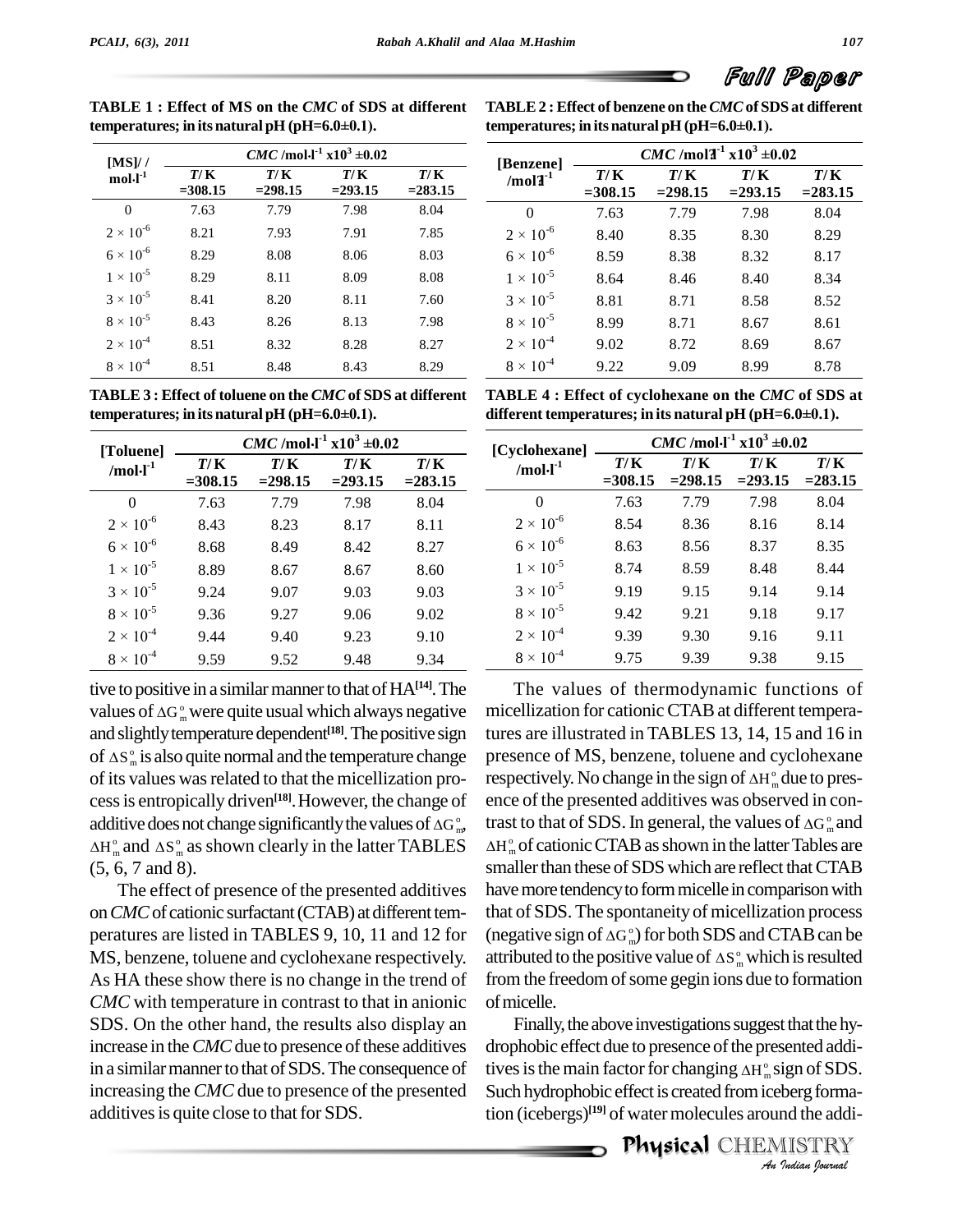TABLE 1 : Effect of MS on the *CMC* of SDS at different temperatures; in its natural pH (pH=6.0±0.1).

| [MS]/ / $mol \cdot l^{-1}$ | *CMC* /$mol \cdot l^{-1}$ $x10^3$ ±0.02 | | | |
|---|---|---|---|---|
| | *T*/K =308.15 | *T*/K =298.15 | *T*/K =293.15 | *T*/K =283.15 |
| 0 | 7.63 | 7.79 | 7.98 | 8.04 |
| $2 \times 10^{-6}$ | 8.21 | 7.93 | 7.91 | 7.85 |
| $6 \times 10^{-6}$ | 8.29 | 8.08 | 8.06 | 8.03 |
| $1 \times 10^{-5}$ | 8.29 | 8.11 | 8.09 | 8.08 |
| $3 \times 10^{-5}$ | 8.41 | 8.20 | 8.11 | 7.60 |
| $8 \times 10^{-5}$ | 8.43 | 8.26 | 8.13 | 7.98 |
| $2 \times 10^{-4}$ | 8.51 | 8.32 | 8.28 | 8.27 |
| $8 \times 10^{-4}$ | 8.51 | 8.48 | 8.43 | 8.29 |

TABLE 2 : Effect of benzene on the *CMC* of SDS at different temperatures; in its natural pH (pH=6.0±0.1).

| [Benzene] /$mol \cdot l^{-1}$ | *CMC* /$mol \cdot l^{-1}$ $x10^3$ ±0.02 | | | |
|---|---|---|---|---|
| | *T*/K =308.15 | *T*/K =298.15 | *T*/K =293.15 | *T*/K =283.15 |
| 0 | 7.63 | 7.79 | 7.98 | 8.04 |
| $2 \times 10^{-6}$ | 8.40 | 8.35 | 8.30 | 8.29 |
| $6 \times 10^{-6}$ | 8.59 | 8.38 | 8.32 | 8.17 |
| $1 \times 10^{-5}$ | 8.64 | 8.46 | 8.40 | 8.34 |
| $3 \times 10^{-5}$ | 8.81 | 8.71 | 8.58 | 8.52 |
| $8 \times 10^{-5}$ | 8.99 | 8.71 | 8.67 | 8.61 |
| $2 \times 10^{-4}$ | 9.02 | 8.72 | 8.69 | 8.67 |
| $8 \times 10^{-4}$ | 9.22 | 9.09 | 8.99 | 8.78 |

TABLE 3 : Effect of toluene on the *CMC* of SDS at different temperatures; in its natural pH (pH=6.0±0.1).

| [Toluene] /$mol \cdot l^{-1}$ | *CMC* /$mol \cdot l^{-1}$ $x10^3$ ±0.02 | | | |
|---|---|---|---|---|
| | *T*/K =308.15 | *T*/K =298.15 | *T*/K =293.15 | *T*/K =283.15 |
| 0 | 7.63 | 7.79 | 7.98 | 8.04 |
| $2 \times 10^{-6}$ | 8.43 | 8.23 | 8.17 | 8.11 |
| $6 \times 10^{-6}$ | 8.68 | 8.49 | 8.42 | 8.27 |
| $1 \times 10^{-5}$ | 8.89 | 8.67 | 8.67 | 8.60 |
| $3 \times 10^{-5}$ | 9.24 | 9.07 | 9.03 | 9.03 |
| $8 \times 10^{-5}$ | 9.36 | 9.27 | 9.06 | 9.02 |
| $2 \times 10^{-4}$ | 9.44 | 9.40 | 9.23 | 9.10 |
| $8 \times 10^{-4}$ | 9.59 | 9.52 | 9.48 | 9.34 |

TABLE 4 : Effect of cyclohexane on the *CMC* of SDS at different temperatures; in its natural pH (pH=6.0±0.1).

| [Cyclohexane] /$mol \cdot l^{-1}$ | *CMC* /$mol \cdot l^{-1}$ $x10^3$ ±0.02 | | | |
|---|---|---|---|---|
| | *T*/K =308.15 | *T*/K =298.15 | *T*/K =293.15 | *T*/K =283.15 |
| 0 | 7.63 | 7.79 | 7.98 | 8.04 |
| $2 \times 10^{-6}$ | 8.54 | 8.36 | 8.16 | 8.14 |
| $6 \times 10^{-6}$ | 8.63 | 8.56 | 8.37 | 8.35 |
| $1 \times 10^{-5}$ | 8.74 | 8.59 | 8.48 | 8.44 |
| $3 \times 10^{-5}$ | 9.19 | 9.15 | 9.14 | 9.14 |
| $8 \times 10^{-5}$ | 9.42 | 9.21 | 9.18 | 9.17 |
| $2 \times 10^{-4}$ | 9.39 | 9.30 | 9.16 | 9.11 |
| $8 \times 10^{-4}$ | 9.75 | 9.39 | 9.38 | 9.15 |

tive to positive in a similar manner to that of HA[14]. The values of $\Delta G^{\circ}_{m}$ were quite usual which always negative and slightly temperature dependent[18]. The positive sign of $\Delta S^{\circ}_{m}$ is also quite normal and the temperature change of its values was related to that the micellization process is entropically driven[18]. However, the change of additive does not change significantly the values of $\Delta G^{\circ}_{m}$, $\Delta H^{\circ}_{m}$ and $\Delta S^{\circ}_{m}$ as shown clearly in the latter TABLES (5, 6, 7 and 8).

The effect of presence of the presented additives on *CMC* of cationic surfactant (CTAB) at different temperatures are listed in TABLES 9, 10, 11 and 12 for MS, benzene, toluene and cyclohexane respectively. As HA these show there is no change in the trend of *CMC* with temperature in contrast to that in anionic SDS. On the other hand, the results also display an increase in the *CMC* due to presence of these additives in a similar manner to that of SDS. The consequence of increasing the *CMC* due to presence of the presented additives is quite close to that for SDS.

The values of thermodynamic functions of micellization for cationic CTAB at different temperatures are illustrated in TABLES 13, 14, 15 and 16 in presence of MS, benzene, toluene and cyclohexane respectively. No change in the sign of $\Delta H^{\circ}_{m}$ due to presence of the presented additives was observed in contrast to that of SDS. In general, the values of $\Delta G^{\circ}_{m}$ and $\Delta H^{\circ}_{m}$ of cationic CTAB as shown in the latter Tables are smaller than these of SDS which are reflect that CTAB have more tendency to form micelle in comparison with that of SDS. The spontaneity of micellization process (negative sign of $\Delta G^{\circ}_{m}$) for both SDS and CTAB can be attributed to the positive value of $\Delta S^{\circ}_{m}$ which is resulted from the freedom of some gegin ions due to formation of micelle.

Finally, the above investigations suggest that the hydrophobic effect due to presence of the presented additives is the main factor for changing $\Delta H^{\circ}_{m}$ sign of SDS. Such hydrophobic effect is created from iceberg formation (icebergs)[19] of water molecules around the addi-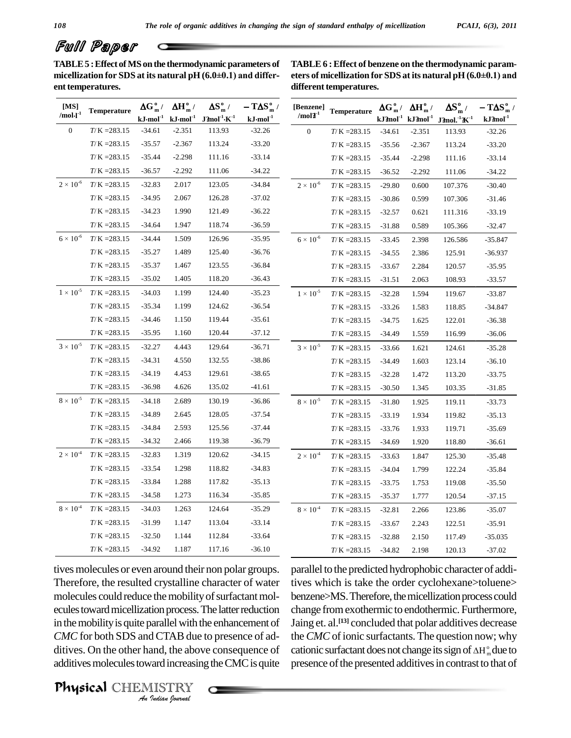## Full Paper

**TABLE 5 : Effect of MS on the thermodynamic parameters of micellization for SDS at its natural pH (6.0±0.1) and different temperatures.**

| [MS] /mol·l$^{-1}$ | Temperature | $\Delta G^o_m$ / kJ·mol$^{-1}$ | $\Delta H^o_m$ / kJ·mol$^{-1}$ | $\Delta S^o_m$ / J·mol$^{-1}$·K$^{-1}$ | $-T\Delta S^o_m$ / kJ·mol$^{-1}$ |
|---|---|---|---|---|---|
| 0 | $T$/K =283.15 | -34.61 | -2.351 | 113.93 | -32.26 |
| | $T$/K =283.15 | -35.57 | -2.367 | 113.24 | -33.20 |
| | $T$/K =283.15 | -35.44 | -2.298 | 111.16 | -33.14 |
| | $T$/K =283.15 | -36.57 | -2.292 | 111.06 | -34.22 |
| $2 \times 10^{-6}$ | $T$/K =283.15 | -32.83 | 2.017 | 123.05 | -34.84 |
| | $T$/K =283.15 | -34.95 | 2.067 | 126.28 | -37.02 |
| | $T$/K =283.15 | -34.23 | 1.990 | 121.49 | -36.22 |
| | $T$/K =283.15 | -34.64 | 1.947 | 118.74 | -36.59 |
| $6 \times 10^{-6}$ | $T$/K =283.15 | -34.44 | 1.509 | 126.96 | -35.95 |
| | $T$/K =283.15 | -35.27 | 1.489 | 125.40 | -36.76 |
| | $T$/K =283.15 | -35.37 | 1.467 | 123.55 | -36.84 |
| | $T$/K =283.15 | -35.02 | 1.405 | 118.20 | -36.43 |
| $1 \times 10^{-5}$ | $T$/K =283.15 | -34.03 | 1.199 | 124.40 | -35.23 |
| | $T$/K =283.15 | -35.34 | 1.199 | 124.62 | -36.54 |
| | $T$/K =283.15 | -34.46 | 1.150 | 119.44 | -35.61 |
| | $T$/K =283.15 | -35.95 | 1.160 | 120.44 | -37.12 |
| $3 \times 10^{-5}$ | $T$/K =283.15 | -32.27 | 4.443 | 129.64 | -36.71 |
| | $T$/K =283.15 | -34.31 | 4.550 | 132.55 | -38.86 |
| | $T$/K =283.15 | -34.19 | 4.453 | 129.61 | -38.65 |
| | $T$/K =283.15 | -36.98 | 4.626 | 135.02 | -41.61 |
| $8 \times 10^{-5}$ | $T$/K =283.15 | -34.18 | 2.689 | 130.19 | -36.86 |
| | $T$/K =283.15 | -34.89 | 2.645 | 128.05 | -37.54 |
| | $T$/K =283.15 | -34.84 | 2.593 | 125.56 | -37.44 |
| | $T$/K =283.15 | -34.32 | 2.466 | 119.38 | -36.79 |
| $2 \times 10^{-4}$ | $T$/K =283.15 | -32.83 | 1.319 | 120.62 | -34.15 |
| | $T$/K =283.15 | -33.54 | 1.298 | 118.82 | -34.83 |
| | $T$/K =283.15 | -33.84 | 1.288 | 117.82 | -35.13 |
| | $T$/K =283.15 | -34.58 | 1.273 | 116.34 | -35.85 |
| $8 \times 10^{-4}$ | $T$/K =283.15 | -34.03 | 1.263 | 124.64 | -35.29 |
| | $T$/K =283.15 | -31.99 | 1.147 | 113.04 | -33.14 |
| | $T$/K =283.15 | -32.50 | 1.144 | 112.84 | -33.64 |
| | $T$/K =283.15 | -34.92 | 1.187 | 117.16 | -36.10 |

**TABLE 6 : Effect of benzene on the thermodynamic parameters of micellization for SDS at its natural pH (6.0±0.1) and different temperatures.**

| [Benzene] /mol·l$^{-1}$ | Temperature | $\Delta G^o_m$ / kJ·mol$^{-1}$ | $\Delta H^o_m$ / kJ·mol$^{-1}$ | $\Delta S^o_m$ / J·mol.$^{-1}$·K$^{-1}$ | $-T\Delta S^o_m$ / kJ·mol$^{-1}$ |
|---|---|---|---|---|---|
| 0 | $T$/K =283.15 | -34.61 | -2.351 | 113.93 | -32.26 |
| | $T$/K =283.15 | -35.56 | -2.367 | 113.24 | -33.20 |
| | $T$/K =283.15 | -35.44 | -2.298 | 111.16 | -33.14 |
| | $T$/K =283.15 | -36.52 | -2.292 | 111.06 | -34.22 |
| $2 \times 10^{-6}$ | $T$/K =283.15 | -29.80 | 0.600 | 107.376 | -30.40 |
| | $T$/K =283.15 | -30.86 | 0.599 | 107.306 | -31.46 |
| | $T$/K =283.15 | -32.57 | 0.621 | 111.316 | -33.19 |
| | $T$/K =283.15 | -31.88 | 0.589 | 105.366 | -32.47 |
| $6 \times 10^{-6}$ | $T$/K =283.15 | -33.45 | 2.398 | 126.586 | -35.847 |
| | $T$/K =283.15 | -34.55 | 2.386 | 125.91 | -36.937 |
| | $T$/K =283.15 | -33.67 | 2.284 | 120.57 | -35.95 |
| | $T$/K =283.15 | -31.51 | 2.063 | 108.93 | -33.57 |
| $1 \times 10^{-5}$ | $T$/K =283.15 | -32.28 | 1.594 | 119.67 | -33.87 |
| | $T$/K =283.15 | -33.26 | 1.583 | 118.85 | -34.847 |
| | $T$/K =283.15 | -34.75 | 1.625 | 122.01 | -36.38 |
| | $T$/K =283.15 | -34.49 | 1.559 | 116.99 | -36.06 |
| $3 \times 10^{-5}$ | $T$/K =283.15 | -33.66 | 1.621 | 124.61 | -35.28 |
| | $T$/K =283.15 | -34.49 | 1.603 | 123.14 | -36.10 |
| | $T$/K =283.15 | -32.28 | 1.472 | 113.20 | -33.75 |
| | $T$/K =283.15 | -30.50 | 1.345 | 103.35 | -31.85 |
| $8 \times 10^{-5}$ | $T$/K =283.15 | -31.80 | 1.925 | 119.11 | -33.73 |
| | $T$/K =283.15 | -33.19 | 1.934 | 119.82 | -35.13 |
| | $T$/K =283.15 | -33.76 | 1.933 | 119.71 | -35.69 |
| | $T$/K =283.15 | -34.69 | 1.920 | 118.80 | -36.61 |
| $2 \times 10^{-4}$ | $T$/K =283.15 | -33.63 | 1.847 | 125.30 | -35.48 |
| | $T$/K =283.15 | -34.04 | 1.799 | 122.24 | -35.84 |
| | $T$/K =283.15 | -33.75 | 1.753 | 119.08 | -35.50 |
| | $T$/K =283.15 | -35.37 | 1.777 | 120.54 | -37.15 |
| $8 \times 10^{-4}$ | $T$/K =283.15 | -32.81 | 2.266 | 123.86 | -35.07 |
| | $T$/K =283.15 | -33.67 | 2.243 | 122.51 | -35.91 |
| | $T$/K =283.15 | -32.88 | 2.150 | 117.49 | -35.035 |
| | $T$/K =283.15 | -34.82 | 2.198 | 120.13 | -37.02 |

tives molecules or even around their non polar groups. Therefore, the resulted crystalline character of water molecules could reduce the mobility of surfactant molecules toward micellization process. The latter reduction in the mobility is quite parallel with the enhancement of *CMC* for both SDS and CTAB due to presence of additives. On the other hand, the above consequence of additives molecules toward increasing the CMC is quite parallel to the predicted hydrophobic character of additives which is take the order cyclohexane>toluene> benzene>MS. Therefore, the micellization process could change from exothermic to endothermic. Furthermore, Jaing et. al.[13] concluded that polar additives decrease the *CMC* of ionic surfactants. The question now; why cationic surfactant does not change its sign of $\Delta H^o_m$ due to presence of the presented additives in contrast to that of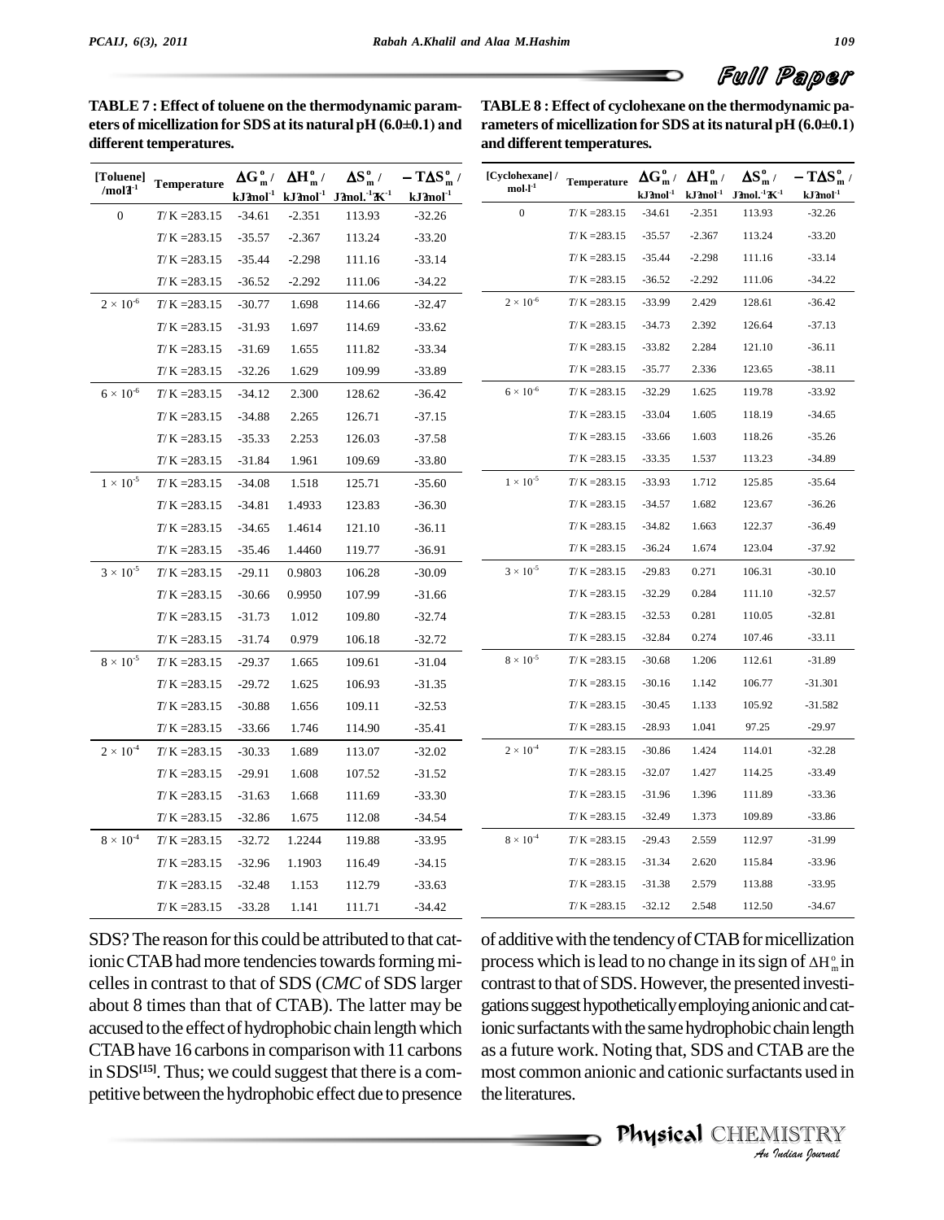**TABLE 7 : Effect of toluene on the thermodynamic parameters of micellization for SDS at its natural pH (6.0±0.1) and different temperatures.**

| [Toluene] /mol·l⁻¹ | Temperature | $\Delta G^o_m$ / kJ·mol⁻¹ | $\Delta H^o_m$ / kJ·mol⁻¹ | $\Delta S^o_m$ / J·mol.⁻¹·K⁻¹ | $-T\Delta S^o_m$ / kJ·mol⁻¹ |
|---|---|---|---|---|---|
| 0 | $T$/ K =283.15 | -34.61 | -2.351 | 113.93 | -32.26 |
| | $T$/ K =283.15 | -35.57 | -2.367 | 113.24 | -33.20 |
| | $T$/ K =283.15 | -35.44 | -2.298 | 111.16 | -33.14 |
| | $T$/ K =283.15 | -36.52 | -2.292 | 111.06 | -34.22 |
| $2 \times 10^{-6}$ | $T$/ K =283.15 | -30.77 | 1.698 | 114.66 | -32.47 |
| | $T$/ K =283.15 | -31.93 | 1.697 | 114.69 | -33.62 |
| | $T$/ K =283.15 | -31.69 | 1.655 | 111.82 | -33.34 |
| | $T$/ K =283.15 | -32.26 | 1.629 | 109.99 | -33.89 |
| $6 \times 10^{-6}$ | $T$/ K =283.15 | -34.12 | 2.300 | 128.62 | -36.42 |
| | $T$/ K =283.15 | -34.88 | 2.265 | 126.71 | -37.15 |
| | $T$/ K =283.15 | -35.33 | 2.253 | 126.03 | -37.58 |
| | $T$/ K =283.15 | -31.84 | 1.961 | 109.69 | -33.80 |
| $1 \times 10^{-5}$ | $T$/ K =283.15 | -34.08 | 1.518 | 125.71 | -35.60 |
| | $T$/ K =283.15 | -34.81 | 1.4933 | 123.83 | -36.30 |
| | $T$/ K =283.15 | -34.65 | 1.4614 | 121.10 | -36.11 |
| | $T$/ K =283.15 | -35.46 | 1.4460 | 119.77 | -36.91 |
| $3 \times 10^{-5}$ | $T$/ K =283.15 | -29.11 | 0.9803 | 106.28 | -30.09 |
| | $T$/ K =283.15 | -30.66 | 0.9950 | 107.99 | -31.66 |
| | $T$/ K =283.15 | -31.73 | 1.012 | 109.80 | -32.74 |
| | $T$/ K =283.15 | -31.74 | 0.979 | 106.18 | -32.72 |
| $8 \times 10^{-5}$ | $T$/ K =283.15 | -29.37 | 1.665 | 109.61 | -31.04 |
| | $T$/ K =283.15 | -29.72 | 1.625 | 106.93 | -31.35 |
| | $T$/ K =283.15 | -30.88 | 1.656 | 109.11 | -32.53 |
| | $T$/ K =283.15 | -33.66 | 1.746 | 114.90 | -35.41 |
| $2 \times 10^{-4}$ | $T$/ K =283.15 | -30.33 | 1.689 | 113.07 | -32.02 |
| | $T$/ K =283.15 | -29.91 | 1.608 | 107.52 | -31.52 |
| | $T$/ K =283.15 | -31.63 | 1.668 | 111.69 | -33.30 |
| | $T$/ K =283.15 | -32.86 | 1.675 | 112.08 | -34.54 |
| $8 \times 10^{-4}$ | $T$/ K =283.15 | -32.72 | 1.2244 | 119.88 | -33.95 |
| | $T$/ K =283.15 | -32.96 | 1.1903 | 116.49 | -34.15 |
| | $T$/ K =283.15 | -32.48 | 1.153 | 112.79 | -33.63 |
| | $T$/ K =283.15 | -33.28 | 1.141 | 111.71 | -34.42 |

**TABLE 8 : Effect of cyclohexane on the thermodynamic parameters of micellization for SDS at its natural pH (6.0±0.1) and different temperatures.**

| [Cyclohexane] / mol·l⁻¹ | Temperature | $\Delta G^o_m$ / kJ·mol⁻¹ | $\Delta H^o_m$ / kJ·mol⁻¹ | $\Delta S^o_m$ / J·mol.⁻¹·K⁻¹ | $-T\Delta S^o_m$ / kJ·mol⁻¹ |
|---|---|---|---|---|---|
| 0 | $T$/ K =283.15 | -34.61 | -2.351 | 113.93 | -32.26 |
| | $T$/ K =283.15 | -35.57 | -2.367 | 113.24 | -33.20 |
| | $T$/ K =283.15 | -35.44 | -2.298 | 111.16 | -33.14 |
| | $T$/ K =283.15 | -36.52 | -2.292 | 111.06 | -34.22 |
| $2 \times 10^{-6}$ | $T$/ K =283.15 | -33.99 | 2.429 | 128.61 | -36.42 |
| | $T$/ K =283.15 | -34.73 | 2.392 | 126.64 | -37.13 |
| | $T$/ K =283.15 | -33.82 | 2.284 | 121.10 | -36.11 |
| | $T$/ K =283.15 | -35.77 | 2.336 | 123.65 | -38.11 |
| $6 \times 10^{-6}$ | $T$/ K =283.15 | -32.29 | 1.625 | 119.78 | -33.92 |
| | $T$/ K =283.15 | -33.04 | 1.605 | 118.19 | -34.65 |
| | $T$/ K =283.15 | -33.66 | 1.603 | 118.26 | -35.26 |
| | $T$/ K =283.15 | -33.35 | 1.537 | 113.23 | -34.89 |
| $1 \times 10^{-5}$ | $T$/ K =283.15 | -33.93 | 1.712 | 125.85 | -35.64 |
| | $T$/ K =283.15 | -34.57 | 1.682 | 123.67 | -36.26 |
| | $T$/ K =283.15 | -34.82 | 1.663 | 122.37 | -36.49 |
| | $T$/ K =283.15 | -36.24 | 1.674 | 123.04 | -37.92 |
| $3 \times 10^{-5}$ | $T$/ K =283.15 | -29.83 | 0.271 | 106.31 | -30.10 |
| | $T$/ K =283.15 | -32.29 | 0.284 | 111.10 | -32.57 |
| | $T$/ K =283.15 | -32.53 | 0.281 | 110.05 | -32.81 |
| | $T$/ K =283.15 | -32.84 | 0.274 | 107.46 | -33.11 |
| $8 \times 10^{-5}$ | $T$/ K =283.15 | -30.68 | 1.206 | 112.61 | -31.89 |
| | $T$/ K =283.15 | -30.16 | 1.142 | 106.77 | -31.301 |
| | $T$/ K =283.15 | -30.45 | 1.133 | 105.92 | -31.582 |
| | $T$/ K =283.15 | -28.93 | 1.041 | 97.25 | -29.97 |
| $2 \times 10^{-4}$ | $T$/ K =283.15 | -30.86 | 1.424 | 114.01 | -32.28 |
| | $T$/ K =283.15 | -32.07 | 1.427 | 114.25 | -33.49 |
| | $T$/ K =283.15 | -31.96 | 1.396 | 111.89 | -33.36 |
| | $T$/ K =283.15 | -32.49 | 1.373 | 109.89 | -33.86 |
| $8 \times 10^{-4}$ | $T$/ K =283.15 | -29.43 | 2.559 | 112.97 | -31.99 |
| | $T$/ K =283.15 | -31.34 | 2.620 | 115.84 | -33.96 |
| | $T$/ K =283.15 | -31.38 | 2.579 | 113.88 | -33.95 |
| | $T$/ K =283.15 | -32.12 | 2.548 | 112.50 | -34.67 |

SDS? The reason for this could be attributed to that cationic CTAB had more tendencies towards forming micelles in contrast to that of SDS (*CMC* of SDS larger about 8 times than that of CTAB). The latter may be accused to the effect of hydrophobic chain length which CTAB have 16 carbons in comparison with 11 carbons in SDS[15]. Thus; we could suggest that there is a competitive between the hydrophobic effect due to presence of additive with the tendency of CTAB for micellization process which is lead to no change in its sign of $\Delta H^o_m$ in contrast to that of SDS. However, the presented investigations suggest hypothetically employing anionic and cationic surfactants with the same hydrophobic chain length as a future work. Noting that, SDS and CTAB are the most common anionic and cationic surfactants used in the literatures.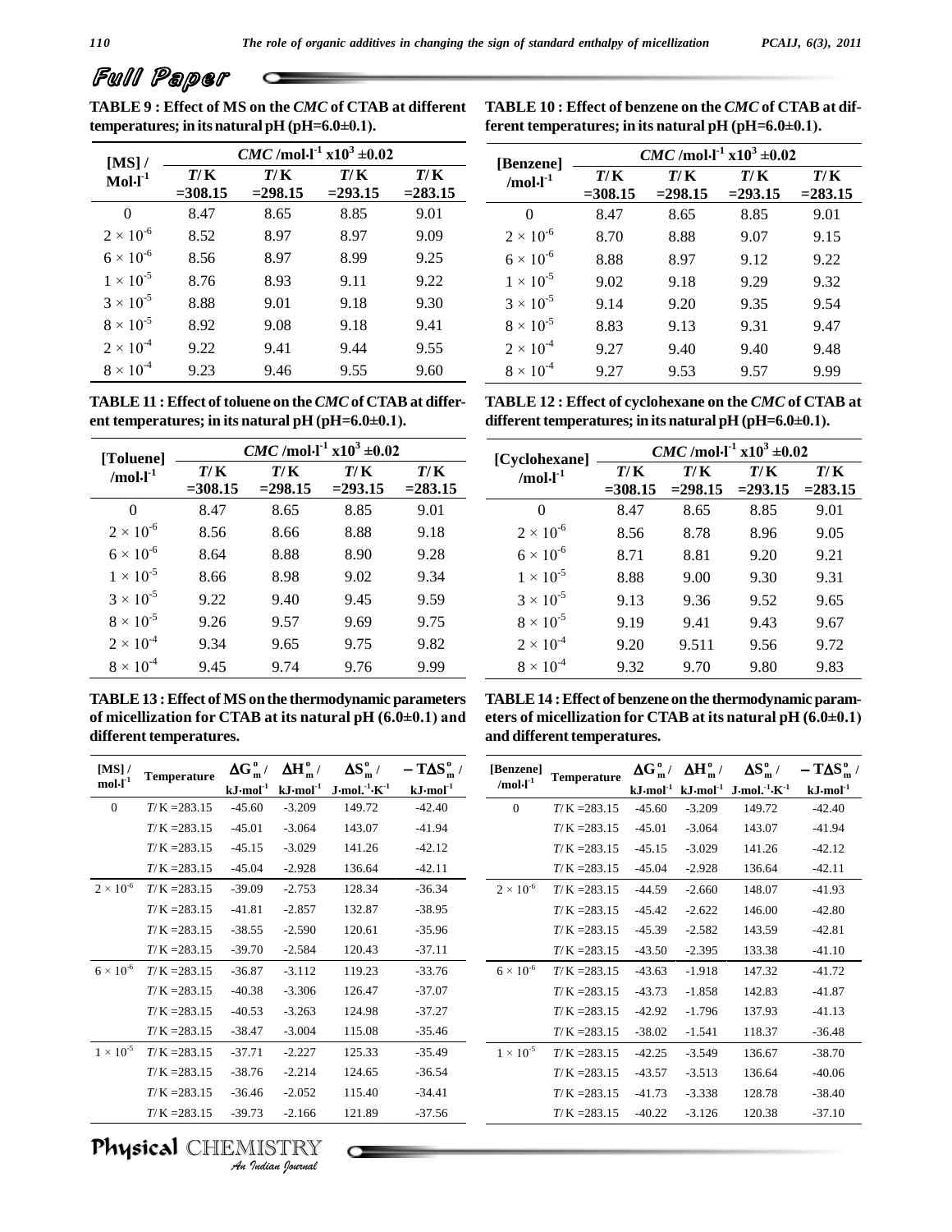**TABLE 9 : Effect of MS on the *CMC* of CTAB at different temperatures; in its natural pH (pH=6.0±0.1).**

| [MS] / $Mol \cdot l^{-1}$ | *CMC* /$mol \cdot l^{-1}$ x$10^3$ ±0.02 | | | |
|---|---|---|---|---|
| | *T*/K =308.15 | *T*/K =298.15 | *T*/K =293.15 | *T*/K =283.15 |
| 0 | 8.47 | 8.65 | 8.85 | 9.01 |
| $2 \times 10^{-6}$ | 8.52 | 8.97 | 8.97 | 9.09 |
| $6 \times 10^{-6}$ | 8.56 | 8.97 | 8.99 | 9.25 |
| $1 \times 10^{-5}$ | 8.76 | 8.93 | 9.11 | 9.22 |
| $3 \times 10^{-5}$ | 8.88 | 9.01 | 9.18 | 9.30 |
| $8 \times 10^{-5}$ | 8.92 | 9.08 | 9.18 | 9.41 |
| $2 \times 10^{-4}$ | 9.22 | 9.41 | 9.44 | 9.55 |
| $8 \times 10^{-4}$ | 9.23 | 9.46 | 9.55 | 9.60 |

**TABLE 10 : Effect of benzene on the *CMC* of CTAB at different temperatures; in its natural pH (pH=6.0±0.1).**

| [Benzene] /$mol \cdot l^{-1}$ | *CMC* /$mol \cdot l^{-1}$ x$10^3$ ±0.02 | | | |
|---|---|---|---|---|
| | *T*/K =308.15 | *T*/K =298.15 | *T*/K =293.15 | *T*/K =283.15 |
| 0 | 8.47 | 8.65 | 8.85 | 9.01 |
| $2 \times 10^{-6}$ | 8.70 | 8.88 | 9.07 | 9.15 |
| $6 \times 10^{-6}$ | 8.88 | 8.97 | 9.12 | 9.22 |
| $1 \times 10^{-5}$ | 9.02 | 9.18 | 9.29 | 9.32 |
| $3 \times 10^{-5}$ | 9.14 | 9.20 | 9.35 | 9.54 |
| $8 \times 10^{-5}$ | 8.83 | 9.13 | 9.31 | 9.47 |
| $2 \times 10^{-4}$ | 9.27 | 9.40 | 9.40 | 9.48 |
| $8 \times 10^{-4}$ | 9.27 | 9.53 | 9.57 | 9.99 |

**TABLE 11 : Effect of toluene on the *CMC* of CTAB at different temperatures; in its natural pH (pH=6.0±0.1).**

| [Toluene] /$mol \cdot l^{-1}$ | *CMC* /$mol \cdot l^{-1}$ x$10^3$ ±0.02 | | | |
|---|---|---|---|---|
| | *T*/K =308.15 | *T*/K =298.15 | *T*/K =293.15 | *T*/K =283.15 |
| 0 | 8.47 | 8.65 | 8.85 | 9.01 |
| $2 \times 10^{-6}$ | 8.56 | 8.66 | 8.88 | 9.18 |
| $6 \times 10^{-6}$ | 8.64 | 8.88 | 8.90 | 9.28 |
| $1 \times 10^{-5}$ | 8.66 | 8.98 | 9.02 | 9.34 |
| $3 \times 10^{-5}$ | 9.22 | 9.40 | 9.45 | 9.59 |
| $8 \times 10^{-5}$ | 9.26 | 9.57 | 9.69 | 9.75 |
| $2 \times 10^{-4}$ | 9.34 | 9.65 | 9.75 | 9.82 |
| $8 \times 10^{-4}$ | 9.45 | 9.74 | 9.76 | 9.99 |

**TABLE 12 : Effect of cyclohexane on the *CMC* of CTAB at different temperatures; in its natural pH (pH=6.0±0.1).**

| [Cyclohexane] /$mol \cdot l^{-1}$ | *CMC* /$mol \cdot l^{-1}$ x$10^3$ ±0.02 | | | |
|---|---|---|---|---|
| | *T*/K =308.15 | *T*/K =298.15 | *T*/K =293.15 | *T*/K =283.15 |
| 0 | 8.47 | 8.65 | 8.85 | 9.01 |
| $2 \times 10^{-6}$ | 8.56 | 8.78 | 8.96 | 9.05 |
| $6 \times 10^{-6}$ | 8.71 | 8.81 | 9.20 | 9.21 |
| $1 \times 10^{-5}$ | 8.88 | 9.00 | 9.30 | 9.31 |
| $3 \times 10^{-5}$ | 9.13 | 9.36 | 9.52 | 9.65 |
| $8 \times 10^{-5}$ | 9.19 | 9.41 | 9.43 | 9.67 |
| $2 \times 10^{-4}$ | 9.20 | 9.511 | 9.56 | 9.72 |
| $8 \times 10^{-4}$ | 9.32 | 9.70 | 9.80 | 9.83 |

**TABLE 13 : Effect of MS on the thermodynamic parameters of micellization for CTAB at its natural pH (6.0±0.1) and different temperatures.**

| [MS] / $mol \cdot l^{-1}$ | Temperature | $\Delta G^o_m$ / $kJ \cdot mol^{-1}$ | $\Delta H^o_m$ / $kJ \cdot mol^{-1}$ | $\Delta S^o_m$ / $J \cdot mol.^{-1} \cdot K^{-1}$ | $-T\Delta S^o_m$ / $kJ \cdot mol^{-1}$ |
|---|---|---|---|---|---|
| 0 | *T*/K =283.15 | -45.60 | -3.209 | 149.72 | -42.40 |
| | *T*/K =283.15 | -45.01 | -3.064 | 143.07 | -41.94 |
| | *T*/K =283.15 | -45.15 | -3.029 | 141.26 | -42.12 |
| | *T*/K =283.15 | -45.04 | -2.928 | 136.64 | -42.11 |
| $2 \times 10^{-6}$ | *T*/K =283.15 | -39.09 | -2.753 | 128.34 | -36.34 |
| | *T*/K =283.15 | -41.81 | -2.857 | 132.87 | -38.95 |
| | *T*/K =283.15 | -38.55 | -2.590 | 120.61 | -35.96 |
| | *T*/K =283.15 | -39.70 | -2.584 | 120.43 | -37.11 |
| $6 \times 10^{-6}$ | *T*/K =283.15 | -36.87 | -3.112 | 119.23 | -33.76 |
| | *T*/K =283.15 | -40.38 | -3.306 | 126.47 | -37.07 |
| | *T*/K =283.15 | -40.53 | -3.263 | 124.98 | -37.27 |
| | *T*/K =283.15 | -38.47 | -3.004 | 115.08 | -35.46 |
| $1 \times 10^{-5}$ | *T*/K =283.15 | -37.71 | -2.227 | 125.33 | -35.49 |
| | *T*/K =283.15 | -38.76 | -2.214 | 124.65 | -36.54 |
| | *T*/K =283.15 | -36.46 | -2.052 | 115.40 | -34.41 |
| | *T*/K =283.15 | -39.73 | -2.166 | 121.89 | -37.56 |

**TABLE 14 : Effect of benzene on the thermodynamic parameters of micellization for CTAB at its natural pH (6.0±0.1) and different temperatures.**

| [Benzene] /$mol \cdot l^{-1}$ | Temperature | $\Delta G^o_m$ / $kJ \cdot mol^{-1}$ | $\Delta H^o_m$ / $kJ \cdot mol^{-1}$ | $\Delta S^o_m$ / $J \cdot mol.^{-1} \cdot K^{-1}$ | $-T\Delta S^o_m$ / $kJ \cdot mol^{-1}$ |
|---|---|---|---|---|---|
| 0 | *T*/K =283.15 | -45.60 | -3.209 | 149.72 | -42.40 |
| | *T*/K =283.15 | -45.01 | -3.064 | 143.07 | -41.94 |
| | *T*/K =283.15 | -45.15 | -3.029 | 141.26 | -42.12 |
| | *T*/K =283.15 | -45.04 | -2.928 | 136.64 | -42.11 |
| $2 \times 10^{-6}$ | *T*/K =283.15 | -44.59 | -2.660 | 148.07 | -41.93 |
| | *T*/K =283.15 | -45.42 | -2.622 | 146.00 | -42.80 |
| | *T*/K =283.15 | -45.39 | -2.582 | 143.59 | -42.81 |
| | *T*/K =283.15 | -43.50 | -2.395 | 133.38 | -41.10 |
| $6 \times 10^{-6}$ | *T*/K =283.15 | -43.63 | -1.918 | 147.32 | -41.72 |
| | *T*/K =283.15 | -43.73 | -1.858 | 142.83 | -41.87 |
| | *T*/K =283.15 | -42.92 | -1.796 | 137.93 | -41.13 |
| | *T*/K =283.15 | -38.02 | -1.541 | 118.37 | -36.48 |
| $1 \times 10^{-5}$ | *T*/K =283.15 | -42.25 | -3.549 | 136.67 | -38.70 |
| | *T*/K =283.15 | -43.57 | -3.513 | 136.64 | -40.06 |
| | *T*/K =283.15 | -41.73 | -3.338 | 128.78 | -38.40 |
| | *T*/K =283.15 | -40.22 | -3.126 | 120.38 | -37.10 |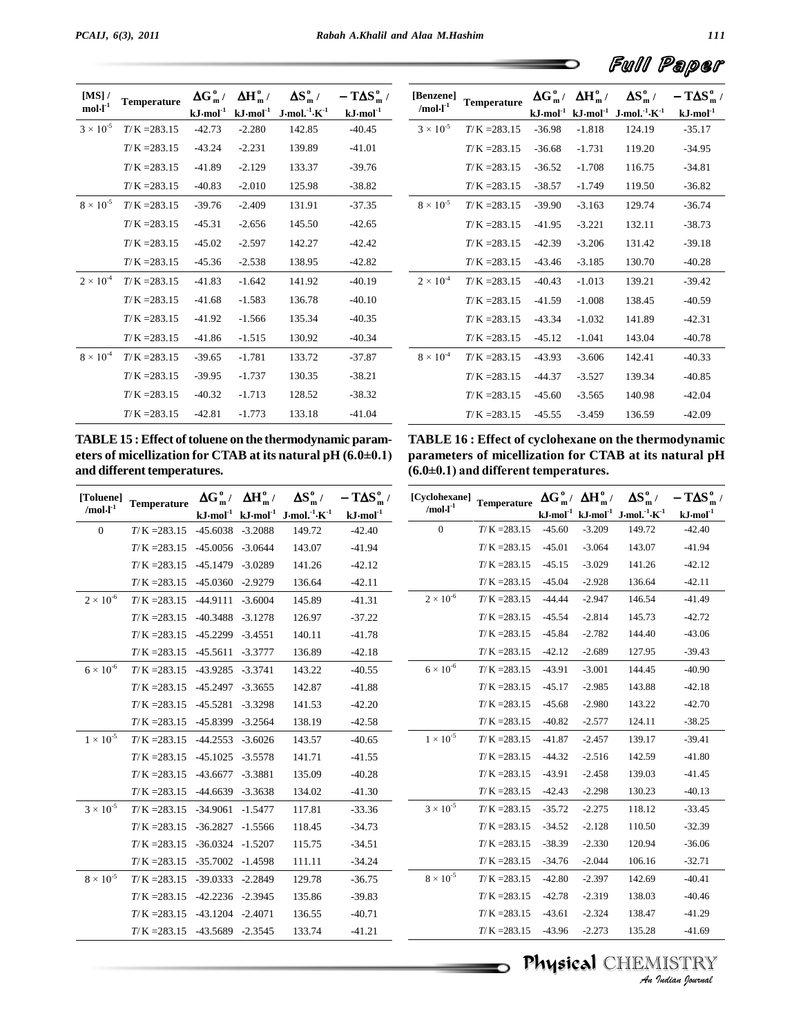| $[MS]$ / $mol \cdot l^{-1}$ | Temperature | $\Delta G^o_m$ / $kJ \cdot mol^{-1}$ | $\Delta H^o_m$ / $kJ \cdot mol^{-1}$ | $\Delta S^o_m$ / $J \cdot mol.^{-1} \cdot K^{-1}$ | $-T\Delta S^o_m$ / $kJ \cdot mol^{-1}$ |
|---|---|---|---|---|---|
| $3 \times 10^{-5}$ | $T$/ K =283.15 | -42.73 | -2.280 | 142.85 | -40.45 |
| | $T$/ K =283.15 | -43.24 | -2.231 | 139.89 | -41.01 |
| | $T$/ K =283.15 | -41.89 | -2.129 | 133.37 | -39.76 |
| | $T$/ K =283.15 | -40.83 | -2.010 | 125.98 | -38.82 |
| $8 \times 10^{-5}$ | $T$/ K =283.15 | -39.76 | -2.409 | 131.91 | -37.35 |
| | $T$/ K =283.15 | -45.31 | -2.656 | 145.50 | -42.65 |
| | $T$/ K =283.15 | -45.02 | -2.597 | 142.27 | -42.42 |
| | $T$/ K =283.15 | -45.36 | -2.538 | 138.95 | -42.82 |
| $2 \times 10^{-4}$ | $T$/ K =283.15 | -41.83 | -1.642 | 141.92 | -40.19 |
| | $T$/ K =283.15 | -41.68 | -1.583 | 136.78 | -40.10 |
| | $T$/ K =283.15 | -41.92 | -1.566 | 135.34 | -40.35 |
| | $T$/ K =283.15 | -41.86 | -1.515 | 130.92 | -40.34 |
| $8 \times 10^{-4}$ | $T$/ K =283.15 | -39.65 | -1.781 | 133.72 | -37.87 |
| | $T$/ K =283.15 | -39.95 | -1.737 | 130.35 | -38.21 |
| | $T$/ K =283.15 | -40.32 | -1.713 | 128.52 | -38.32 |
| | $T$/ K =283.15 | -42.81 | -1.773 | 133.18 | -41.04 |

| [Benzene] / $mol \cdot l^{-1}$ | Temperature | $\Delta G^o_m$ / $kJ \cdot mol^{-1}$ | $\Delta H^o_m$ / $kJ \cdot mol^{-1}$ | $\Delta S^o_m$ / $J \cdot mol.^{-1} \cdot K^{-1}$ | $-T\Delta S^o_m$ / $kJ \cdot mol^{-1}$ |
|---|---|---|---|---|---|
| $3 \times 10^{-5}$ | $T$/ K =283.15 | -36.98 | -1.818 | 124.19 | -35.17 |
| | $T$/ K =283.15 | -36.68 | -1.731 | 119.20 | -34.95 |
| | $T$/ K =283.15 | -36.52 | -1.708 | 116.75 | -34.81 |
| | $T$/ K =283.15 | -38.57 | -1.749 | 119.50 | -36.82 |
| $8 \times 10^{-5}$ | $T$/ K =283.15 | -39.90 | -3.163 | 129.74 | -36.74 |
| | $T$/ K =283.15 | -41.95 | -3.221 | 132.11 | -38.73 |
| | $T$/ K =283.15 | -42.39 | -3.206 | 131.42 | -39.18 |
| | $T$/ K =283.15 | -43.46 | -3.185 | 130.70 | -40.28 |
| $2 \times 10^{-4}$ | $T$/ K =283.15 | -40.43 | -1.013 | 139.21 | -39.42 |
| | $T$/ K =283.15 | -41.59 | -1.008 | 138.45 | -40.59 |
| | $T$/ K =283.15 | -43.34 | -1.032 | 141.89 | -42.31 |
| | $T$/ K =283.15 | -45.12 | -1.041 | 143.04 | -40.78 |
| $8 \times 10^{-4}$ | $T$/ K =283.15 | -43.93 | -3.606 | 142.41 | -40.33 |
| | $T$/ K =283.15 | -44.37 | -3.527 | 139.34 | -40.85 |
| | $T$/ K =283.15 | -45.60 | -3.565 | 140.98 | -42.04 |
| | $T$/ K =283.15 | -45.55 | -3.459 | 136.59 | -42.09 |

**TABLE 15 : Effect of toluene on the thermodynamic parameters of micellization for CTAB at its natural pH (6.0±0.1) and different temperatures.**

| [Toluene] / $mol \cdot l^{-1}$ | Temperature | $\Delta G^o_m$ / $kJ \cdot mol^{-1}$ | $\Delta H^o_m$ / $kJ \cdot mol^{-1}$ | $\Delta S^o_m$ / $J \cdot mol.^{-1} \cdot K^{-1}$ | $-T\Delta S^o_m$ / $kJ \cdot mol^{-1}$ |
|---|---|---|---|---|---|
| 0 | $T$/ K =283.15 | -45.6038 | -3.2088 | 149.72 | -42.40 |
| | $T$/ K =283.15 | -45.0056 | -3.0644 | 143.07 | -41.94 |
| | $T$/ K =283.15 | -45.1479 | -3.0289 | 141.26 | -42.12 |
| | $T$/ K =283.15 | -45.0360 | -2.9279 | 136.64 | -42.11 |
| $2 \times 10^{-6}$ | $T$/ K =283.15 | -44.9111 | -3.6004 | 145.89 | -41.31 |
| | $T$/ K =283.15 | -40.3488 | -3.1278 | 126.97 | -37.22 |
| | $T$/ K =283.15 | -45.2299 | -3.4551 | 140.11 | -41.78 |
| | $T$/ K =283.15 | -45.5611 | -3.3777 | 136.89 | -42.18 |
| $6 \times 10^{-6}$ | $T$/ K =283.15 | -43.9285 | -3.3741 | 143.22 | -40.55 |
| | $T$/ K =283.15 | -45.2497 | -3.3655 | 142.87 | -41.88 |
| | $T$/ K =283.15 | -45.5281 | -3.3298 | 141.53 | -42.20 |
| | $T$/ K =283.15 | -45.8399 | -3.2564 | 138.19 | -42.58 |
| $1 \times 10^{-5}$ | $T$/ K =283.15 | -44.2553 | -3.6026 | 143.57 | -40.65 |
| | $T$/ K =283.15 | -45.1025 | -3.5578 | 141.71 | -41.55 |
| | $T$/ K =283.15 | -43.6677 | -3.3881 | 135.09 | -40.28 |
| | $T$/ K =283.15 | -44.6639 | -3.3638 | 134.02 | -41.30 |
| $3 \times 10^{-5}$ | $T$/ K =283.15 | -34.9061 | -1.5477 | 117.81 | -33.36 |
| | $T$/ K =283.15 | -36.2827 | -1.5566 | 118.45 | -34.73 |
| | $T$/ K =283.15 | -36.0324 | -1.5207 | 115.75 | -34.51 |
| | $T$/ K =283.15 | -35.7002 | -1.4598 | 111.11 | -34.24 |
| $8 \times 10^{-5}$ | $T$/ K =283.15 | -39.0333 | -2.2849 | 129.78 | -36.75 |
| | $T$/ K =283.15 | -42.2236 | -2.3945 | 135.86 | -39.83 |
| | $T$/ K =283.15 | -43.1204 | -2.4071 | 136.55 | -40.71 |
| | $T$/ K =283.15 | -43.5689 | -2.3545 | 133.74 | -41.21 |

**TABLE 16 : Effect of cyclohexane on the thermodynamic parameters of micellization for CTAB at its natural pH (6.0±0.1) and different temperatures.**

| [Cyclohexane] / $mol \cdot l^{-1}$ | Temperature | $\Delta G^o_m$ / $kJ \cdot mol^{-1}$ | $\Delta H^o_m$ / $kJ \cdot mol^{-1}$ | $\Delta S^o_m$ / $J \cdot mol.^{-1} \cdot K^{-1}$ | $-T\Delta S^o_m$ / $kJ \cdot mol^{-1}$ |
|---|---|---|---|---|---|
| 0 | $T$/ K =283.15 | -45.60 | -3.209 | 149.72 | -42.40 |
| | $T$/ K =283.15 | -45.01 | -3.064 | 143.07 | -41.94 |
| | $T$/ K =283.15 | -45.15 | -3.029 | 141.26 | -42.12 |
| | $T$/ K =283.15 | -45.04 | -2.928 | 136.64 | -42.11 |
| $2 \times 10^{-6}$ | $T$/ K =283.15 | -44.44 | -2.947 | 146.54 | -41.49 |
| | $T$/ K =283.15 | -45.54 | -2.814 | 145.73 | -42.72 |
| | $T$/ K =283.15 | -45.84 | -2.782 | 144.40 | -43.06 |
| | $T$/ K =283.15 | -42.12 | -2.689 | 127.95 | -39.43 |
| $6 \times 10^{-6}$ | $T$/ K =283.15 | -43.91 | -3.001 | 144.45 | -40.90 |
| | $T$/ K =283.15 | -45.17 | -2.985 | 143.88 | -42.18 |
| | $T$/ K =283.15 | -45.68 | -2.980 | 143.22 | -42.70 |
| | $T$/ K =283.15 | -40.82 | -2.577 | 124.11 | -38.25 |
| $1 \times 10^{-5}$ | $T$/ K =283.15 | -41.87 | -2.457 | 139.17 | -39.41 |
| | $T$/ K =283.15 | -44.32 | -2.516 | 142.59 | -41.80 |
| | $T$/ K =283.15 | -43.91 | -2.458 | 139.03 | -41.45 |
| | $T$/ K =283.15 | -42.43 | -2.298 | 130.23 | -40.13 |
| $3 \times 10^{-5}$ | $T$/ K =283.15 | -35.72 | -2.275 | 118.12 | -33.45 |
| | $T$/ K =283.15 | -34.52 | -2.128 | 110.50 | -32.39 |
| | $T$/ K =283.15 | -38.39 | -2.330 | 120.94 | -36.06 |
| | $T$/ K =283.15 | -34.76 | -2.044 | 106.16 | -32.71 |
| $8 \times 10^{-5}$ | $T$/ K =283.15 | -42.80 | -2.397 | 142.69 | -40.41 |
| | $T$/ K =283.15 | -42.78 | -2.319 | 138.03 | -40.46 |
| | $T$/ K =283.15 | -43.61 | -2.324 | 138.47 | -41.29 |
| | $T$/ K =283.15 | -43.96 | -2.273 | 135.28 | -41.69 |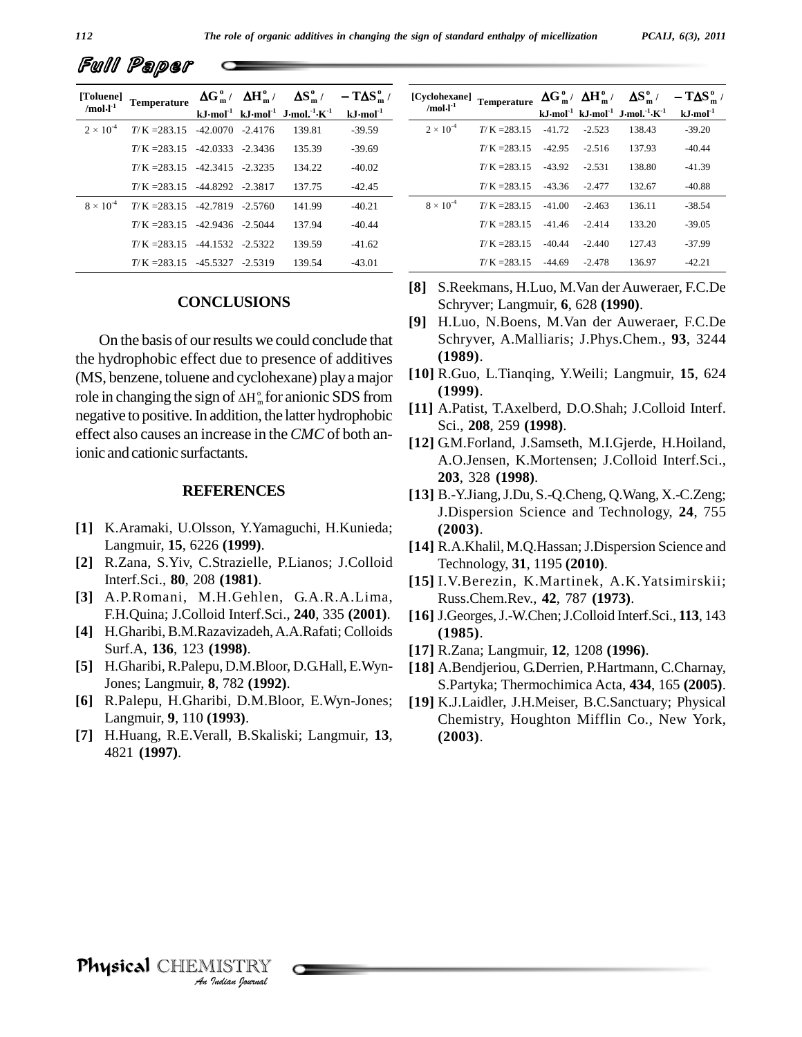**Full Paper**

| [Toluene] /mol·l$^{-1}$ | Temperature | $\Delta G^o_m$ / kJ·mol$^{-1}$ | $\Delta H^o_m$ / kJ·mol$^{-1}$ | $\Delta S^o_m$ / J·mol.$^{-1}$·K$^{-1}$ | $-T\Delta S^o_m$ / kJ·mol$^{-1}$ |
|---|---|---|---|---|---|
| $2 \times 10^{-4}$ | $T$/K =283.15 | -42.0070 | -2.4176 | 139.81 | -39.59 |
| | $T$/K =283.15 | -42.0333 | -2.3436 | 135.39 | -39.69 |
| | $T$/K =283.15 | -42.3415 | -2.3235 | 134.22 | -40.02 |
| | $T$/K =283.15 | -44.8292 | -2.3817 | 137.75 | -42.45 |
| $8 \times 10^{-4}$ | $T$/K =283.15 | -42.7819 | -2.5760 | 141.99 | -40.21 |
| | $T$/K =283.15 | -42.9436 | -2.5044 | 137.94 | -40.44 |
| | $T$/K =283.15 | -44.1532 | -2.5322 | 139.59 | -41.62 |
| | $T$/K =283.15 | -45.5327 | -2.5319 | 139.54 | -43.01 |

| [Cyclohexane] /mol·l$^{-1}$ | Temperature | $\Delta G^o_m$ / kJ·mol$^{-1}$ | $\Delta H^o_m$ / kJ·mol$^{-1}$ | $\Delta S^o_m$ / J·mol.$^{-1}$·K$^{-1}$ | $-T\Delta S^o_m$ / kJ·mol$^{-1}$ |
|---|---|---|---|---|---|
| $2 \times 10^{-4}$ | $T$/K =283.15 | -41.72 | -2.523 | 138.43 | -39.20 |
| | $T$/K =283.15 | -42.95 | -2.516 | 137.93 | -40.44 |
| | $T$/K =283.15 | -43.92 | -2.531 | 138.80 | -41.39 |
| | $T$/K =283.15 | -43.36 | -2.477 | 132.67 | -40.88 |
| $8 \times 10^{-4}$ | $T$/K =283.15 | -41.00 | -2.463 | 136.11 | -38.54 |
| | $T$/K =283.15 | -41.46 | -2.414 | 133.20 | -39.05 |
| | $T$/K =283.15 | -40.44 | -2.440 | 127.43 | -37.99 |
| | $T$/K =283.15 | -44.69 | -2.478 | 136.97 | -42.21 |

## CONCLUSIONS

On the basis of our results we could conclude that the hydrophobic effect due to presence of additives (MS, benzene, toluene and cyclohexane) play a major role in changing the sign of $\Delta H^o_m$ for anionic SDS from negative to positive. In addition, the latter hydrophobic effect also causes an increase in the *CMC* of both anionic and cationic surfactants.

## REFERENCES

**[1]** K.Aramaki, U.Olsson, Y.Yamaguchi, H.Kunieda; Langmuir, **15**, 6226 **(1999)**.

**[2]** R.Zana, S.Yiv, C.Strazielle, P.Lianos; J.Colloid Interf.Sci., **80**, 208 **(1981)**.

**[3]** A.P.Romani, M.H.Gehlen, G.A.R.A.Lima, F.H.Quina; J.Colloid Interf.Sci., **240**, 335 **(2001)**.

**[4]** H.Gharibi, B.M.Razavizadeh, A.A.Rafati; Colloids Surf.A, **136**, 123 **(1998)**.

**[5]** H.Gharibi, R.Palepu, D.M.Bloor, D.G.Hall, E.Wyn-Jones; Langmuir, **8**, 782 **(1992)**.

**[6]** R.Palepu, H.Gharibi, D.M.Bloor, E.Wyn-Jones; Langmuir, **9**, 110 **(1993)**.

**[7]** H.Huang, R.E.Verall, B.Skaliski; Langmuir, **13**, 4821 **(1997)**.

**[8]** S.Reekmans, H.Luo, M.Van der Auweraer, F.C.De Schryver; Langmuir, **6**, 628 **(1990)**.

**[9]** H.Luo, N.Boens, M.Van der Auweraer, F.C.De Schryver, A.Malliaris; J.Phys.Chem., **93**, 3244 **(1989)**.

**[10]** R.Guo, L.Tianqing, Y.Weili; Langmuir, **15**, 624 **(1999)**.

**[11]** A.Patist, T.Axelberd, D.O.Shah; J.Colloid Interf. Sci., **208**, 259 **(1998)**.

**[12]** G.M.Forland, J.Samseth, M.I.Gjerde, H.Hoiland, A.O.Jensen, K.Mortensen; J.Colloid Interf.Sci., **203**, 328 **(1998)**.

**[13]** B.-Y.Jiang, J.Du, S.-Q.Cheng, Q.Wang, X.-C.Zeng; J.Dispersion Science and Technology, **24**, 755 **(2003)**.

**[14]** R.A.Khalil, M.Q.Hassan; J.Dispersion Science and Technology, **31**, 1195 **(2010)**.

**[15]** I.V.Berezin, K.Martinek, A.K.Yatsimirskii; Russ.Chem.Rev., **42**, 787 **(1973)**.

**[16]** J.Georges, J.-W.Chen; J.Colloid Interf.Sci., **113**, 143 **(1985)**.

**[17]** R.Zana; Langmuir, **12**, 1208 **(1996)**.

**[18]** A.Bendjeriou, G.Derrien, P.Hartmann, C.Charnay, S.Partyka; Thermochimica Acta, **434**, 165 **(2005)**.

**[19]** K.J.Laidler, J.H.Meiser, B.C.Sanctuary; Physical Chemistry, Houghton Mifflin Co., New York, **(2003)**.